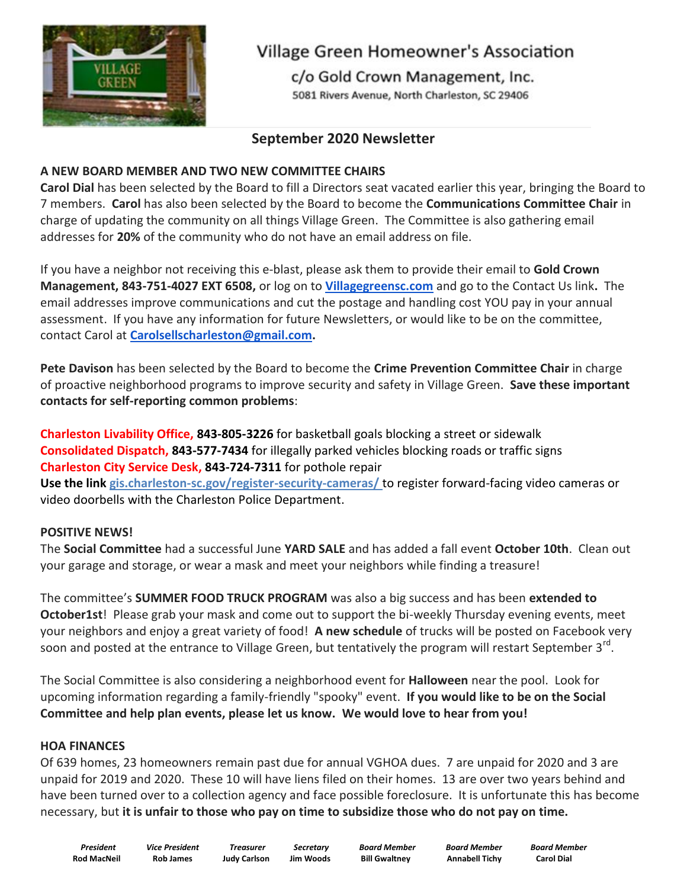# Village Green Homeowner's Association

c/o Gold Crown Management, Inc.

5081 Rivers Avenue, North Charleston, SC 29406

## September 2020 Newsletter

### A NEW BOARD MEMBER AND TWO NEW COMMITTEE CHAIRS

**Carol Dial** has been selected by the Board to fill a Directors seat vacated earlier this year, bringing the Board to 7 members. **Carol** has also been selected by the Board to become the **Communications Committee Chair** in charge of updating the community on all things Village Green. The Committee is also gathering email addresses for **20%** of the community who do not have an email address on file.

If you have a neighbor not receiving this e-blast, please ask them to provide their email to **Gold Crown Management, 843-751-4027 EXT 6508,** or log on to **Villagegreensc.com** and go to the Contact Us link**.** The email addresses improve communications and cut the postage and handling cost YOU pay in your annual assessment. If you have any information for future Newsletters, or would like to be on the committee, contact Carol at **Carolsellscharleston@gmail.com.**

**Pete Davison** has been selected by the Board to become the **Crime Prevention Committee Chair** in charge of proactive neighborhood programs to improve security and safety in Village Green. **Save these important contacts for self-reporting common problems**:

**Charleston Livability Office, 843-805-3226** for basketball goals blocking a street or sidewalk
**Consolidated Dispatch, 843-577-7434** for illegally parked vehicles blocking roads or traffic signs
**Charleston City Service Desk, 843-724-7311** for pothole repair
**Use the link** gis.charleston-sc.gov/register-security-cameras/ to register forward-facing video cameras or video doorbells with the Charleston Police Department.

### POSITIVE NEWS!

The **Social Committee** had a successful June **YARD SALE** and has added a fall event **October 10th**. Clean out your garage and storage, or wear a mask and meet your neighbors while finding a treasure!

The committee's **SUMMER FOOD TRUCK PROGRAM** was also a big success and has been **extended to October1st**! Please grab your mask and come out to support the bi-weekly Thursday evening events, meet your neighbors and enjoy a great variety of food! **A new schedule** of trucks will be posted on Facebook very soon and posted at the entrance to Village Green, but tentatively the program will restart September 3rd.

The Social Committee is also considering a neighborhood event for **Halloween** near the pool. Look for upcoming information regarding a family-friendly "spooky" event. **If you would like to be on the Social Committee and help plan events, please let us know. We would love to hear from you!**

### HOA FINANCES

Of 639 homes, 23 homeowners remain past due for annual VGHOA dues. 7 are unpaid for 2020 and 3 are unpaid for 2019 and 2020. These 10 will have liens filed on their homes. 13 are over two years behind and have been turned over to a collection agency and face possible foreclosure. It is unfortunate this has become necessary, but **it is unfair to those who pay on time to subsidize those who do not pay on time.**

| *President* | *Vice President* | *Treasurer* | *Secretary* | *Board Member* | *Board Member* | *Board Member* |
|---|---|---|---|---|---|---|
| **Rod MacNeil** | **Rob James** | **Judy Carlson** | **Jim Woods** | **Bill Gwaltney** | **Annabell Tichy** | **Carol Dial** |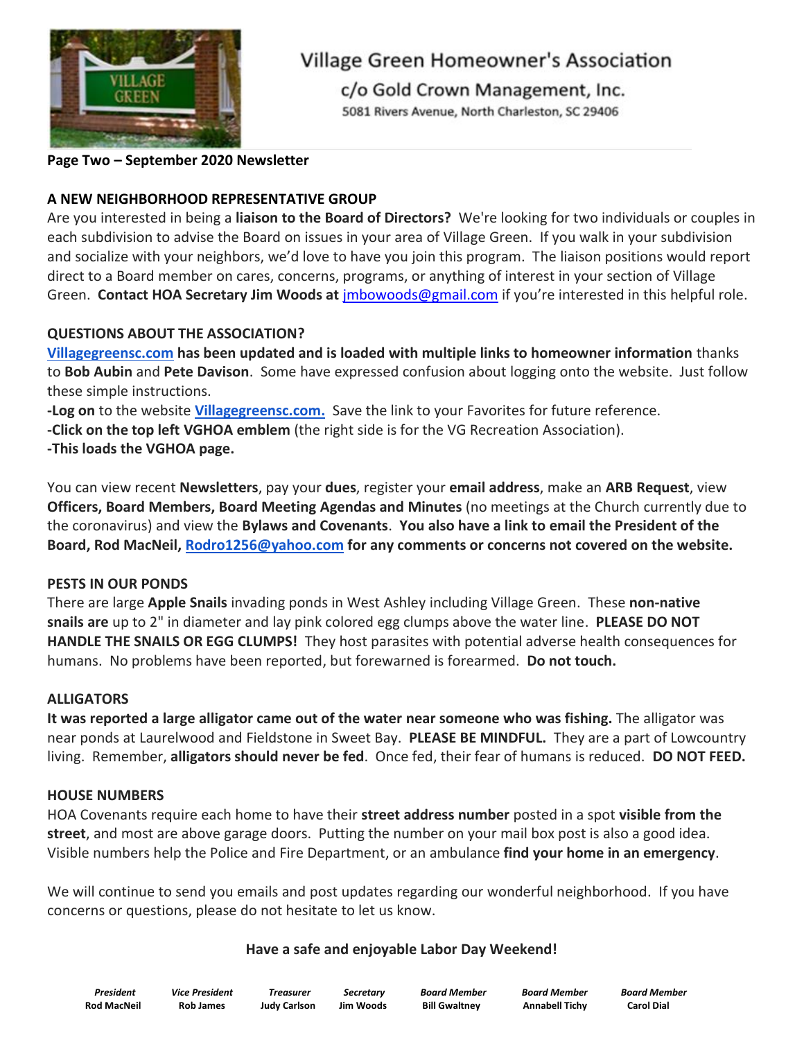Village Green Homeowner's Association

c/o Gold Crown Management, Inc.

5081 Rivers Avenue, North Charleston, SC 29406

**Page Two – September 2020 Newsletter**

**A NEW NEIGHBORHOOD REPRESENTATIVE GROUP**

Are you interested in being a **liaison to the Board of Directors?** We're looking for two individuals or couples in each subdivision to advise the Board on issues in your area of Village Green. If you walk in your subdivision and socialize with your neighbors, we'd love to have you join this program. The liaison positions would report direct to a Board member on cares, concerns, programs, or anything of interest in your section of Village Green. **Contact HOA Secretary Jim Woods at** jmbowoods@gmail.com if you're interested in this helpful role.

**QUESTIONS ABOUT THE ASSOCIATION?**

**Villagegreensc.com has been updated and is loaded with multiple links to homeowner information** thanks to **Bob Aubin** and **Pete Davison**. Some have expressed confusion about logging onto the website. Just follow these simple instructions.

**-Log on** to the website **Villagegreensc.com.** Save the link to your Favorites for future reference.

**-Click on the top left VGHOA emblem** (the right side is for the VG Recreation Association).

**-This loads the VGHOA page.**

You can view recent **Newsletters**, pay your **dues**, register your **email address**, make an **ARB Request**, view **Officers, Board Members, Board Meeting Agendas and Minutes** (no meetings at the Church currently due to the coronavirus) and view the **Bylaws and Covenants**. **You also have a link to email the President of the Board, Rod MacNeil, Rodro1256@yahoo.com for any comments or concerns not covered on the website.**

**PESTS IN OUR PONDS**

There are large **Apple Snails** invading ponds in West Ashley including Village Green. These **non-native snails are** up to 2" in diameter and lay pink colored egg clumps above the water line. **PLEASE DO NOT HANDLE THE SNAILS OR EGG CLUMPS!** They host parasites with potential adverse health consequences for humans. No problems have been reported, but forewarned is forearmed. **Do not touch.**

**ALLIGATORS**

**It was reported a large alligator came out of the water near someone who was fishing.** The alligator was near ponds at Laurelwood and Fieldstone in Sweet Bay. **PLEASE BE MINDFUL.** They are a part of Lowcountry living. Remember, **alligators should never be fed**. Once fed, their fear of humans is reduced. **DO NOT FEED.**

**HOUSE NUMBERS**

HOA Covenants require each home to have their **street address number** posted in a spot **visible from the street**, and most are above garage doors. Putting the number on your mail box post is also a good idea. Visible numbers help the Police and Fire Department, or an ambulance **find your home in an emergency**.

We will continue to send you emails and post updates regarding our wonderful neighborhood. If you have concerns or questions, please do not hesitate to let us know.

**Have a safe and enjoyable Labor Day Weekend!**

| ***President*** | ***Vice President*** | ***Treasurer*** | ***Secretary*** | ***Board Member*** | ***Board Member*** | ***Board Member*** |
|---|---|---|---|---|---|---|
| **Rod MacNeil** | **Rob James** | **Judy Carlson** | **Jim Woods** | **Bill Gwaltney** | **Annabell Tichy** | **Carol Dial** |